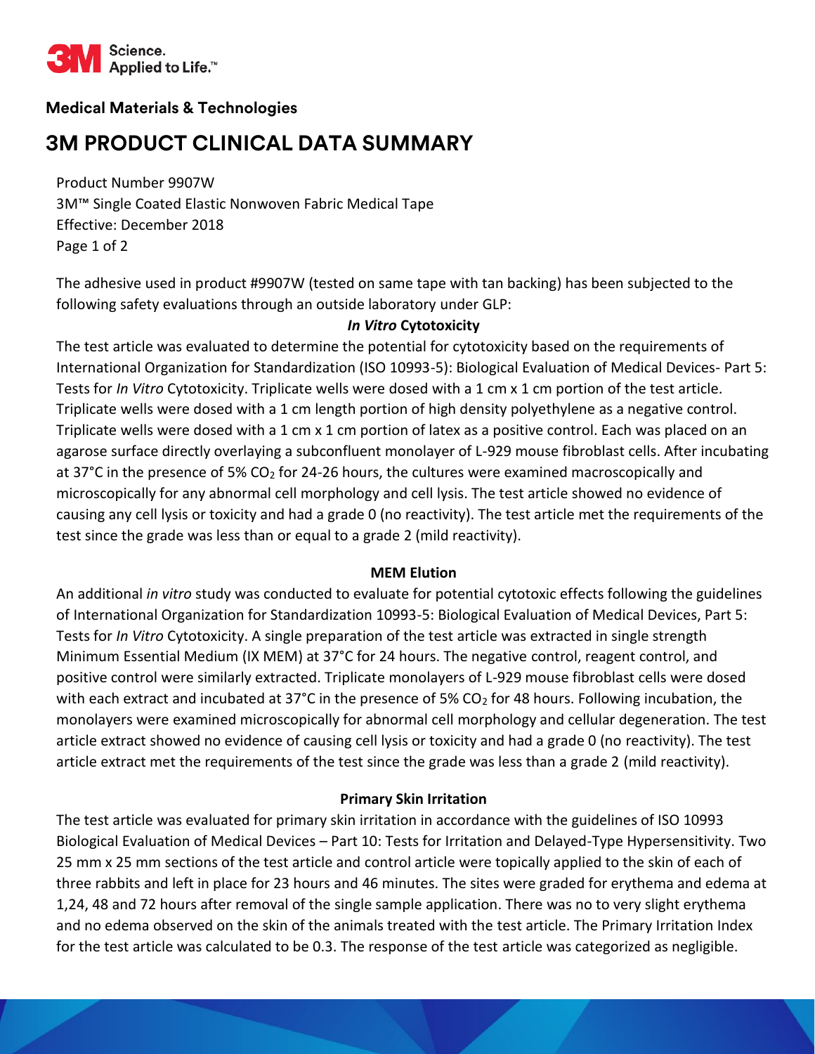Medical Materials & Technologies

# 3M PRODUCT CLINICAL DATA SUMMARY

Product Number 9907W
3M™ Single Coated Elastic Nonwoven Fabric Medical Tape
Effective: December 2018

The adhesive used in product #9907W (tested on same tape with tan backing) has been subjected to the following safety evaluations through an outside laboratory under GLP:

### *In Vitro* Cytotoxicity

The test article was evaluated to determine the potential for cytotoxicity based on the requirements of International Organization for Standardization (ISO 10993-5): Biological Evaluation of Medical Devices- Part 5: Tests for *In Vitro* Cytotoxicity. Triplicate wells were dosed with a 1 cm x 1 cm portion of the test article. Triplicate wells were dosed with a 1 cm length portion of high density polyethylene as a negative control. Triplicate wells were dosed with a 1 cm x 1 cm portion of latex as a positive control. Each was placed on an agarose surface directly overlaying a subconfluent monolayer of L-929 mouse fibroblast cells. After incubating at 37°C in the presence of 5% $CO_2$ for 24-26 hours, the cultures were examined macroscopically and microscopically for any abnormal cell morphology and cell lysis. The test article showed no evidence of causing any cell lysis or toxicity and had a grade 0 (no reactivity). The test article met the requirements of the test since the grade was less than or equal to a grade 2 (mild reactivity).

### MEM Elution

An additional *in vitro* study was conducted to evaluate for potential cytotoxic effects following the guidelines of International Organization for Standardization 10993-5: Biological Evaluation of Medical Devices, Part 5: Tests for *In Vitro* Cytotoxicity. A single preparation of the test article was extracted in single strength Minimum Essential Medium (IX MEM) at 37°C for 24 hours. The negative control, reagent control, and positive control were similarly extracted. Triplicate monolayers of L-929 mouse fibroblast cells were dosed with each extract and incubated at 37°C in the presence of 5% $CO_2$ for 48 hours. Following incubation, the monolayers were examined microscopically for abnormal cell morphology and cellular degeneration. The test article extract showed no evidence of causing cell lysis or toxicity and had a grade 0 (no reactivity). The test article extract met the requirements of the test since the grade was less than a grade 2 (mild reactivity).

### Primary Skin Irritation

The test article was evaluated for primary skin irritation in accordance with the guidelines of ISO 10993 Biological Evaluation of Medical Devices – Part 10: Tests for Irritation and Delayed-Type Hypersensitivity. Two 25 mm x 25 mm sections of the test article and control article were topically applied to the skin of each of three rabbits and left in place for 23 hours and 46 minutes. The sites were graded for erythema and edema at 1,24, 48 and 72 hours after removal of the single sample application. There was no to very slight erythema and no edema observed on the skin of the animals treated with the test article. The Primary Irritation Index for the test article was calculated to be 0.3. The response of the test article was categorized as negligible.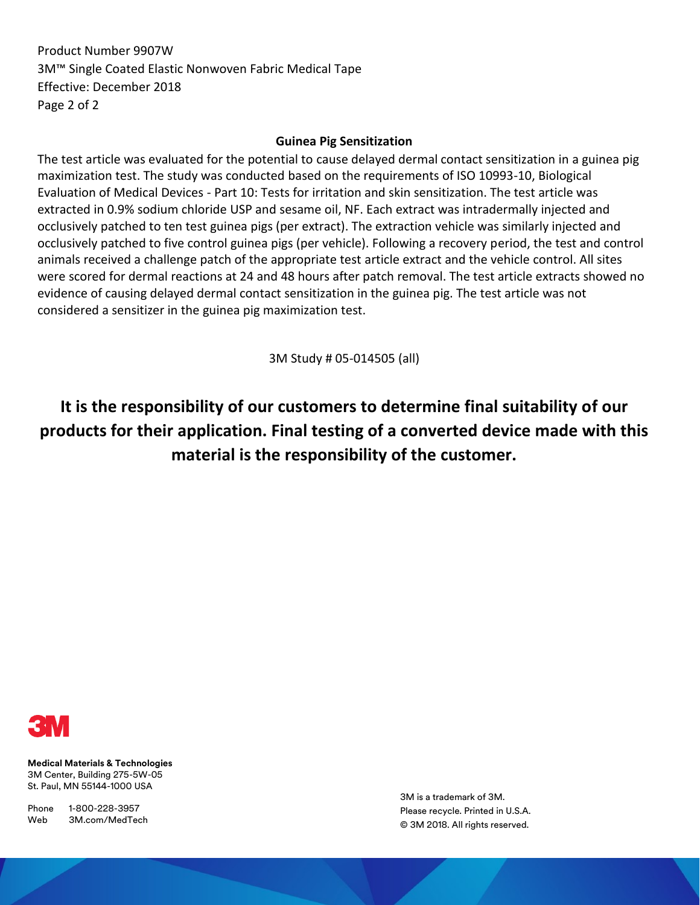## Guinea Pig Sensitization

The test article was evaluated for the potential to cause delayed dermal contact sensitization in a guinea pig maximization test. The study was conducted based on the requirements of ISO 10993-10, Biological Evaluation of Medical Devices - Part 10: Tests for irritation and skin sensitization. The test article was extracted in 0.9% sodium chloride USP and sesame oil, NF. Each extract was intradermally injected and occlusively patched to ten test guinea pigs (per extract). The extraction vehicle was similarly injected and occlusively patched to five control guinea pigs (per vehicle). Following a recovery period, the test and control animals received a challenge patch of the appropriate test article extract and the vehicle control. All sites were scored for dermal reactions at 24 and 48 hours after patch removal. The test article extracts showed no evidence of causing delayed dermal contact sensitization in the guinea pig. The test article was not considered a sensitizer in the guinea pig maximization test.

3M Study # 05-014505 (all)

**It is the responsibility of our customers to determine final suitability of our products for their application. Final testing of a converted device made with this material is the responsibility of the customer.**

**Medical Materials & Technologies**
3M Center, Building 275-5W-05
St. Paul, MN 55144-1000 USA

Phone 1-800-228-3957
Web 3M.com/MedTech

3M is a trademark of 3M.
Please recycle. Printed in U.S.A.
© 3M 2018. All rights reserved.